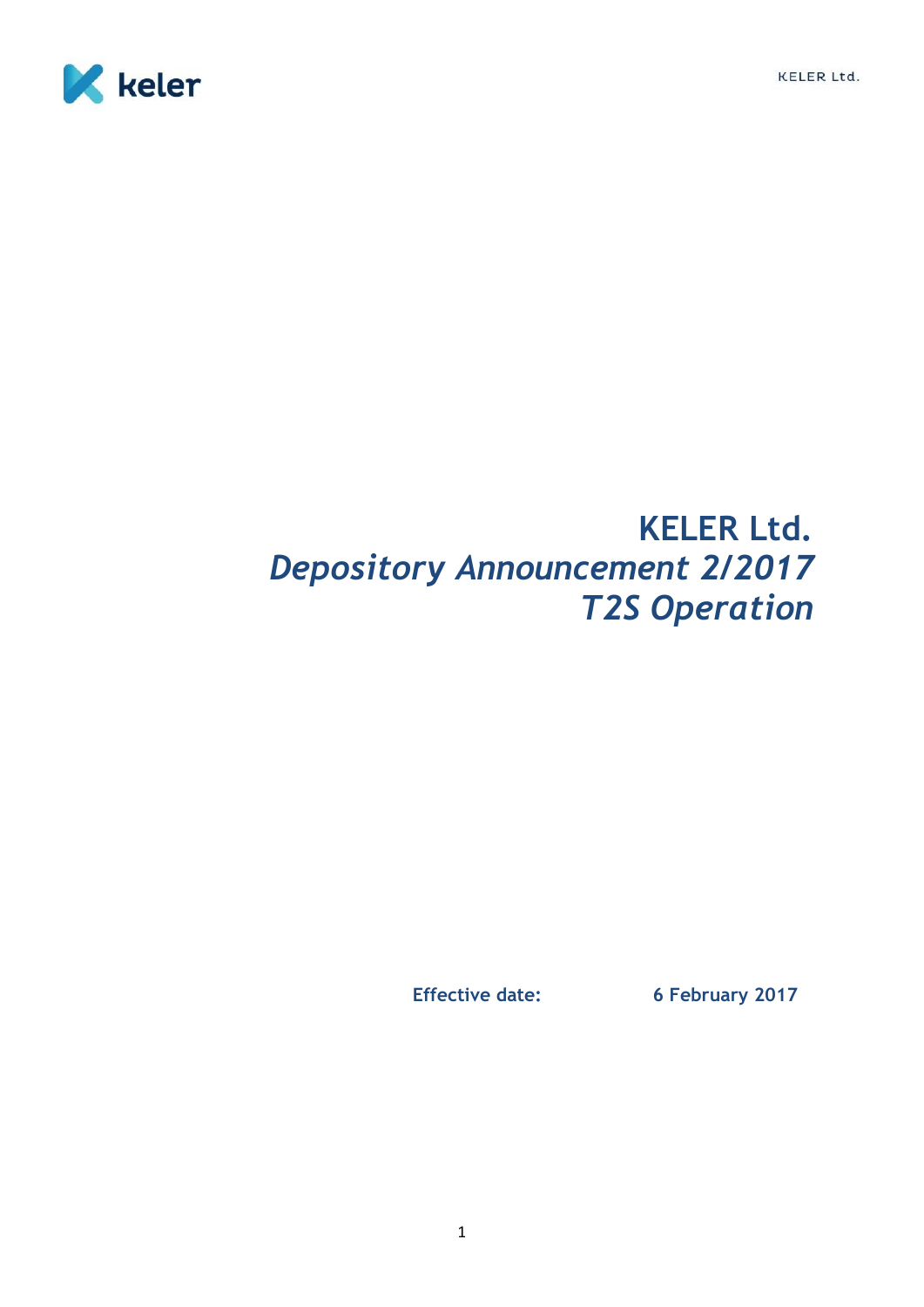# KELER Ltd.

## *Depository Announcement 2/2017*

## *T2S Operation*

**Effective date:** **6 February 2017**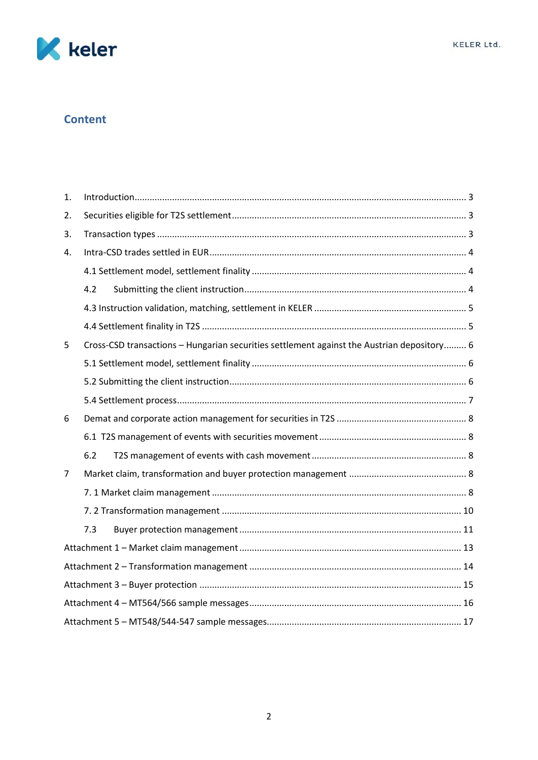## Content

1. Introduction ........................................................................................................ 3
2. Securities eligible for T2S settlement ................................................................ 3
3. Transaction types ............................................................................................... 3
4. Intra-CSD trades settled in EUR .......................................................................... 4
    - 4.1 Settlement model, settlement finality ........................................................ 4
    - 4.2 Submitting the client instruction ................................................................ 4
    - 4.3 Instruction validation, matching, settlement in KELER ................................ 5
    - 4.4 Settlement finality in T2S ........................................................................... 5
5. Cross-CSD transactions – Hungarian securities settlement against the Austrian depository ......... 6
    - 5.1 Settlement model, settlement finality ........................................................ 6
    - 5.2 Submitting the client instruction ................................................................ 6
    - 5.4 Settlement process ..................................................................................... 7
6. Demat and corporate action management for securities in T2S ........................ 8
    - 6.1 T2S management of events with securities movement .............................. 8
    - 6.2 T2S management of events with cash movement ...................................... 8
7. Market claim, transformation and buyer protection management ..................... 8
    - 7. 1 Market claim management ....................................................................... 8
    - 7. 2 Transformation management .................................................................. 10
    - 7.3 Buyer protection management ................................................................. 11

Attachment 1 – Market claim management ............................................................ 13

Attachment 2 – Transformation management ......................................................... 14

Attachment 3 – Buyer protection ............................................................................. 15

Attachment 4 – MT564/566 sample messages ......................................................... 16

Attachment 5 – MT548/544-547 sample messages .................................................. 17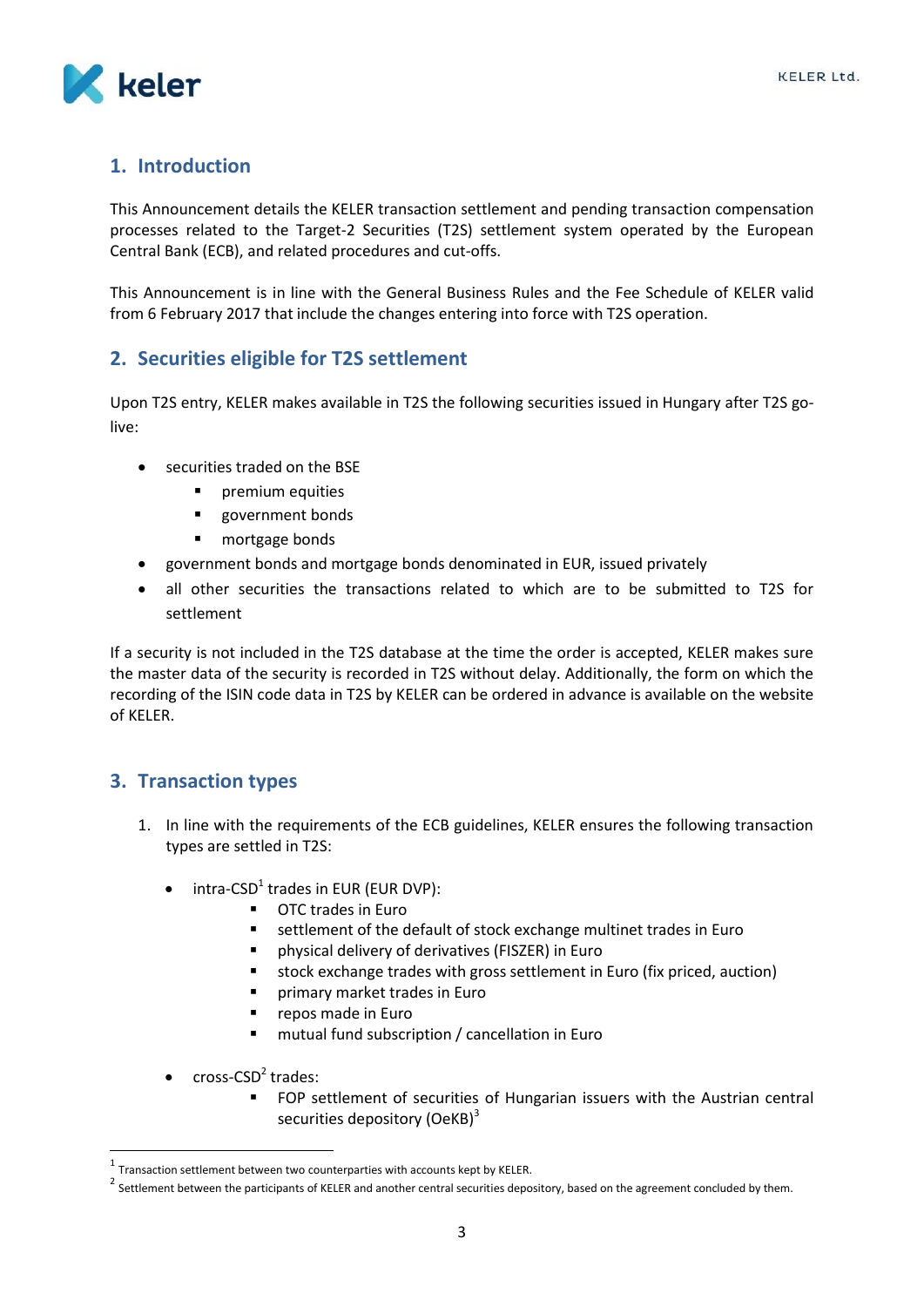## 1. Introduction

This Announcement details the KELER transaction settlement and pending transaction compensation processes related to the Target-2 Securities (T2S) settlement system operated by the European Central Bank (ECB), and related procedures and cut-offs.

This Announcement is in line with the General Business Rules and the Fee Schedule of KELER valid from 6 February 2017 that include the changes entering into force with T2S operation.

## 2. Securities eligible for T2S settlement

Upon T2S entry, KELER makes available in T2S the following securities issued in Hungary after T2S go-live:

- securities traded on the BSE
  - premium equities
  - government bonds
  - mortgage bonds
- government bonds and mortgage bonds denominated in EUR, issued privately
- all other securities the transactions related to which are to be submitted to T2S for settlement

If a security is not included in the T2S database at the time the order is accepted, KELER makes sure the master data of the security is recorded in T2S without delay. Additionally, the form on which the recording of the ISIN code data in T2S by KELER can be ordered in advance is available on the website of KELER.

## 3. Transaction types

1. In line with the requirements of the ECB guidelines, KELER ensures the following transaction types are settled in T2S:

   - intra-CSD[1] trades in EUR (EUR DVP):
     - OTC trades in Euro
     - settlement of the default of stock exchange multinet trades in Euro
     - physical delivery of derivatives (FISZER) in Euro
     - stock exchange trades with gross settlement in Euro (fix priced, auction)
     - primary market trades in Euro
     - repos made in Euro
     - mutual fund subscription / cancellation in Euro

   - cross-CSD[2] trades:
     - FOP settlement of securities of Hungarian issuers with the Austrian central securities depository (OeKB)[3]

---

[1] Transaction settlement between two counterparties with accounts kept by KELER.

[2] Settlement between the participants of KELER and another central securities depository, based on the agreement concluded by them.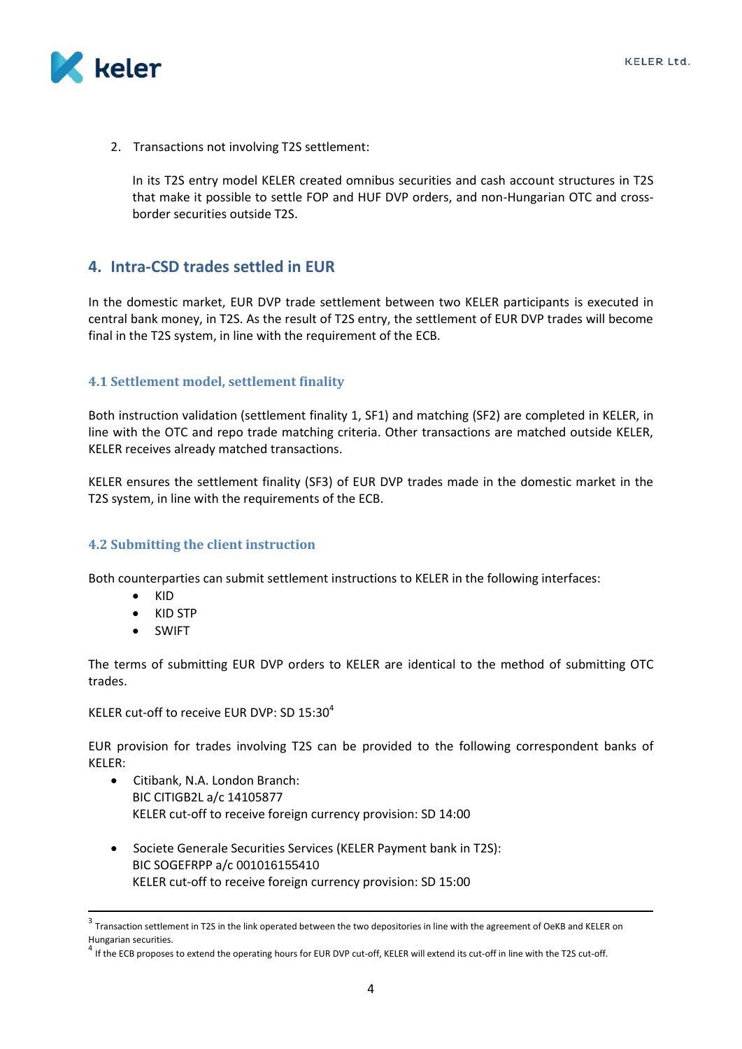2. Transactions not involving T2S settlement:

   In its T2S entry model KELER created omnibus securities and cash account structures in T2S that make it possible to settle FOP and HUF DVP orders, and non-Hungarian OTC and cross-border securities outside T2S.

## 4. Intra-CSD trades settled in EUR

In the domestic market, EUR DVP trade settlement between two KELER participants is executed in central bank money, in T2S. As the result of T2S entry, the settlement of EUR DVP trades will become final in the T2S system, in line with the requirement of the ECB.

### 4.1 Settlement model, settlement finality

Both instruction validation (settlement finality 1, SF1) and matching (SF2) are completed in KELER, in line with the OTC and repo trade matching criteria. Other transactions are matched outside KELER, KELER receives already matched transactions.

KELER ensures the settlement finality (SF3) of EUR DVP trades made in the domestic market in the T2S system, in line with the requirements of the ECB.

### 4.2 Submitting the client instruction

Both counterparties can submit settlement instructions to KELER in the following interfaces:

- KID
- KID STP
- SWIFT

The terms of submitting EUR DVP orders to KELER are identical to the method of submitting OTC trades.

KELER cut-off to receive EUR DVP: SD 15:30[4]

EUR provision for trades involving T2S can be provided to the following correspondent banks of KELER:

- Citibank, N.A. London Branch:
  BIC CITIGB2L a/c 14105877
  KELER cut-off to receive foreign currency provision: SD 14:00

- Societe Generale Securities Services (KELER Payment bank in T2S):
  BIC SOGEFRPP a/c 001016155410
  KELER cut-off to receive foreign currency provision: SD 15:00

---

[3] Transaction settlement in T2S in the link operated between the two depositories in line with the agreement of OeKB and KELER on Hungarian securities.

[4] If the ECB proposes to extend the operating hours for EUR DVP cut-off, KELER will extend its cut-off in line with the T2S cut-off.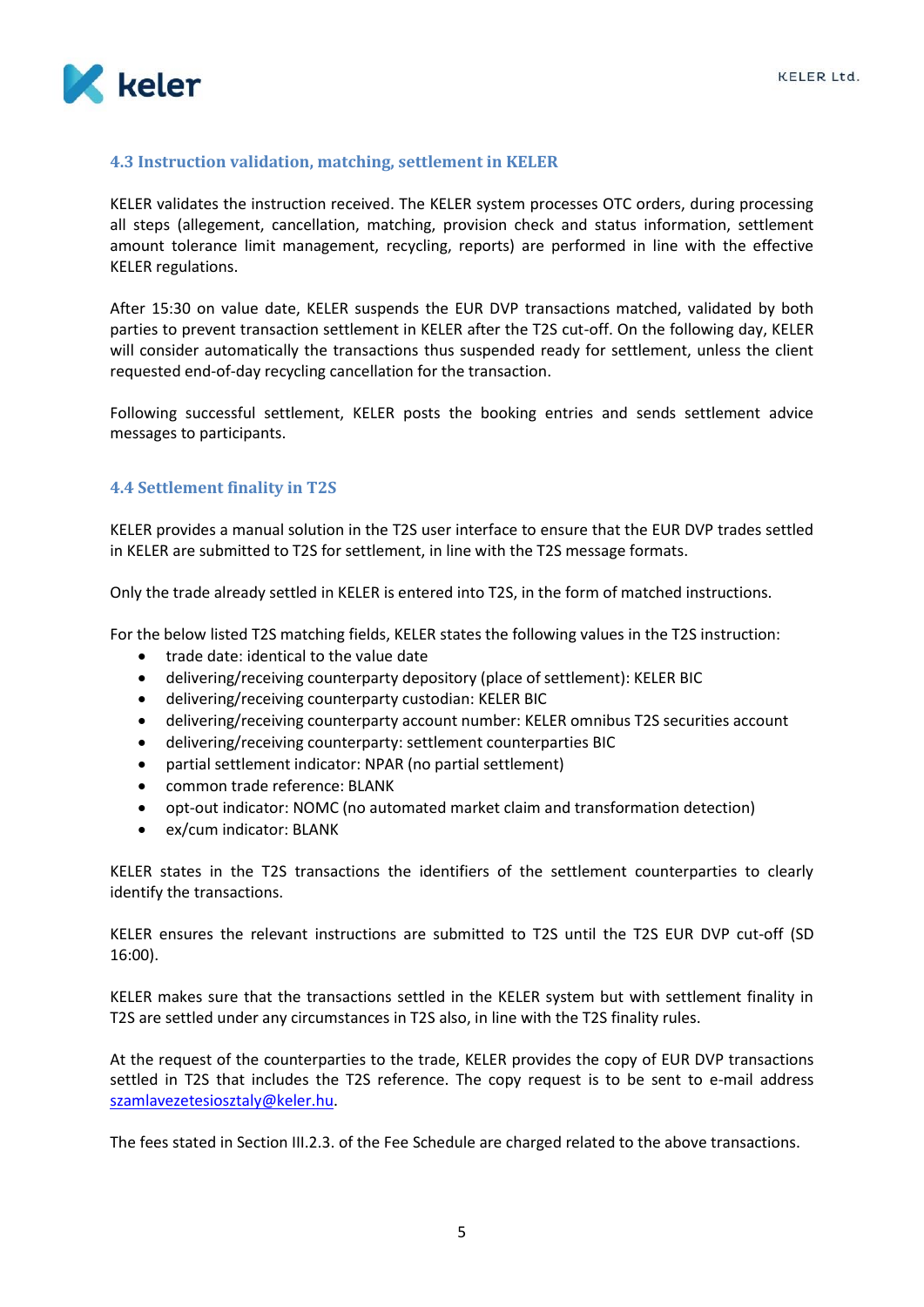### 4.3 Instruction validation, matching, settlement in KELER

KELER validates the instruction received. The KELER system processes OTC orders, during processing all steps (allegement, cancellation, matching, provision check and status information, settlement amount tolerance limit management, recycling, reports) are performed in line with the effective KELER regulations.

After 15:30 on value date, KELER suspends the EUR DVP transactions matched, validated by both parties to prevent transaction settlement in KELER after the T2S cut-off. On the following day, KELER will consider automatically the transactions thus suspended ready for settlement, unless the client requested end-of-day recycling cancellation for the transaction.

Following successful settlement, KELER posts the booking entries and sends settlement advice messages to participants.

### 4.4 Settlement finality in T2S

KELER provides a manual solution in the T2S user interface to ensure that the EUR DVP trades settled in KELER are submitted to T2S for settlement, in line with the T2S message formats.

Only the trade already settled in KELER is entered into T2S, in the form of matched instructions.

For the below listed T2S matching fields, KELER states the following values in the T2S instruction:

- trade date: identical to the value date
- delivering/receiving counterparty depository (place of settlement): KELER BIC
- delivering/receiving counterparty custodian: KELER BIC
- delivering/receiving counterparty account number: KELER omnibus T2S securities account
- delivering/receiving counterparty: settlement counterparties BIC
- partial settlement indicator: NPAR (no partial settlement)
- common trade reference: BLANK
- opt-out indicator: NOMC (no automated market claim and transformation detection)
- ex/cum indicator: BLANK

KELER states in the T2S transactions the identifiers of the settlement counterparties to clearly identify the transactions.

KELER ensures the relevant instructions are submitted to T2S until the T2S EUR DVP cut-off (SD 16:00).

KELER makes sure that the transactions settled in the KELER system but with settlement finality in T2S are settled under any circumstances in T2S also, in line with the T2S finality rules.

At the request of the counterparties to the trade, KELER provides the copy of EUR DVP transactions settled in T2S that includes the T2S reference. The copy request is to be sent to e-mail address szamlavezetesiosztaly@keler.hu.

The fees stated in Section III.2.3. of the Fee Schedule are charged related to the above transactions.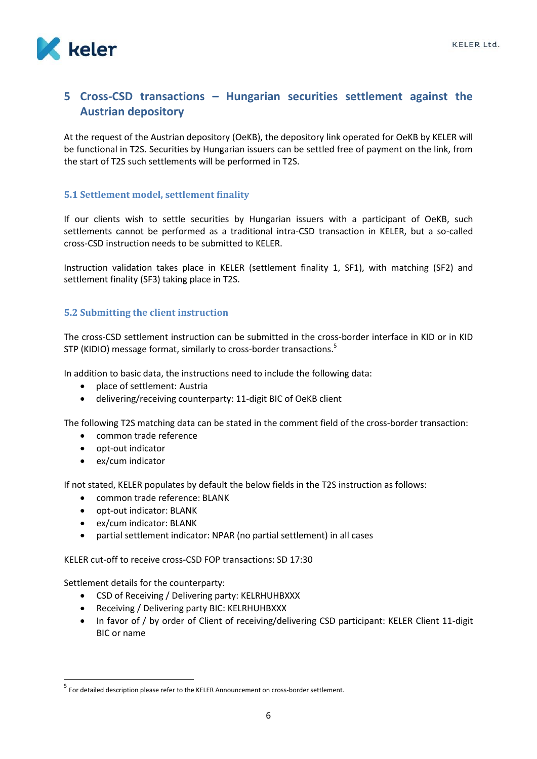# 5 Cross-CSD transactions – Hungarian securities settlement against the Austrian depository

At the request of the Austrian depository (OeKB), the depository link operated for OeKB by KELER will be functional in T2S. Securities by Hungarian issuers can be settled free of payment on the link, from the start of T2S such settlements will be performed in T2S.

## 5.1 Settlement model, settlement finality

If our clients wish to settle securities by Hungarian issuers with a participant of OeKB, such settlements cannot be performed as a traditional intra-CSD transaction in KELER, but a so-called cross-CSD instruction needs to be submitted to KELER.

Instruction validation takes place in KELER (settlement finality 1, SF1), with matching (SF2) and settlement finality (SF3) taking place in T2S.

## 5.2 Submitting the client instruction

The cross-CSD settlement instruction can be submitted in the cross-border interface in KID or in KID STP (KIDIO) message format, similarly to cross-border transactions.[5]

In addition to basic data, the instructions need to include the following data:

- place of settlement: Austria
- delivering/receiving counterparty: 11-digit BIC of OeKB client

The following T2S matching data can be stated in the comment field of the cross-border transaction:

- common trade reference
- opt-out indicator
- ex/cum indicator

If not stated, KELER populates by default the below fields in the T2S instruction as follows:

- common trade reference: BLANK
- opt-out indicator: BLANK
- ex/cum indicator: BLANK
- partial settlement indicator: NPAR (no partial settlement) in all cases

KELER cut-off to receive cross-CSD FOP transactions: SD 17:30

Settlement details for the counterparty:

- CSD of Receiving / Delivering party: KELRHUHBXXX
- Receiving / Delivering party BIC: KELRHUHBXXX
- In favor of / by order of Client of receiving/delivering CSD participant: KELER Client 11-digit BIC or name

[5] For detailed description please refer to the KELER Announcement on cross-border settlement.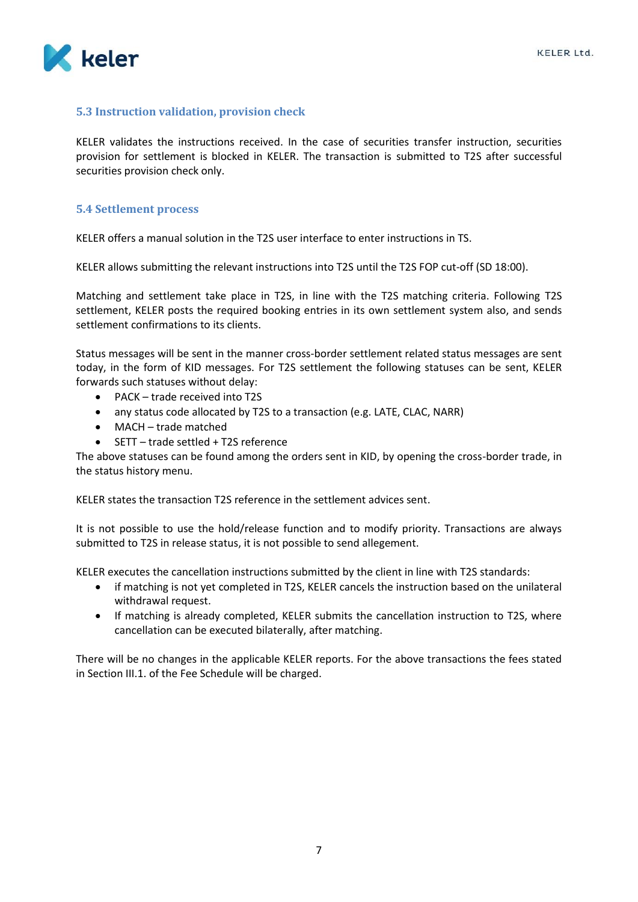### 5.3 Instruction validation, provision check

KELER validates the instructions received. In the case of securities transfer instruction, securities provision for settlement is blocked in KELER. The transaction is submitted to T2S after successful securities provision check only.

### 5.4 Settlement process

KELER offers a manual solution in the T2S user interface to enter instructions in TS.

KELER allows submitting the relevant instructions into T2S until the T2S FOP cut-off (SD 18:00).

Matching and settlement take place in T2S, in line with the T2S matching criteria. Following T2S settlement, KELER posts the required booking entries in its own settlement system also, and sends settlement confirmations to its clients.

Status messages will be sent in the manner cross-border settlement related status messages are sent today, in the form of KID messages. For T2S settlement the following statuses can be sent, KELER forwards such statuses without delay:

- PACK – trade received into T2S
- any status code allocated by T2S to a transaction (e.g. LATE, CLAC, NARR)
- MACH – trade matched
- SETT – trade settled + T2S reference

The above statuses can be found among the orders sent in KID, by opening the cross-border trade, in the status history menu.

KELER states the transaction T2S reference in the settlement advices sent.

It is not possible to use the hold/release function and to modify priority. Transactions are always submitted to T2S in release status, it is not possible to send allegement.

KELER executes the cancellation instructions submitted by the client in line with T2S standards:

- if matching is not yet completed in T2S, KELER cancels the instruction based on the unilateral withdrawal request.
- If matching is already completed, KELER submits the cancellation instruction to T2S, where cancellation can be executed bilaterally, after matching.

There will be no changes in the applicable KELER reports. For the above transactions the fees stated in Section III.1. of the Fee Schedule will be charged.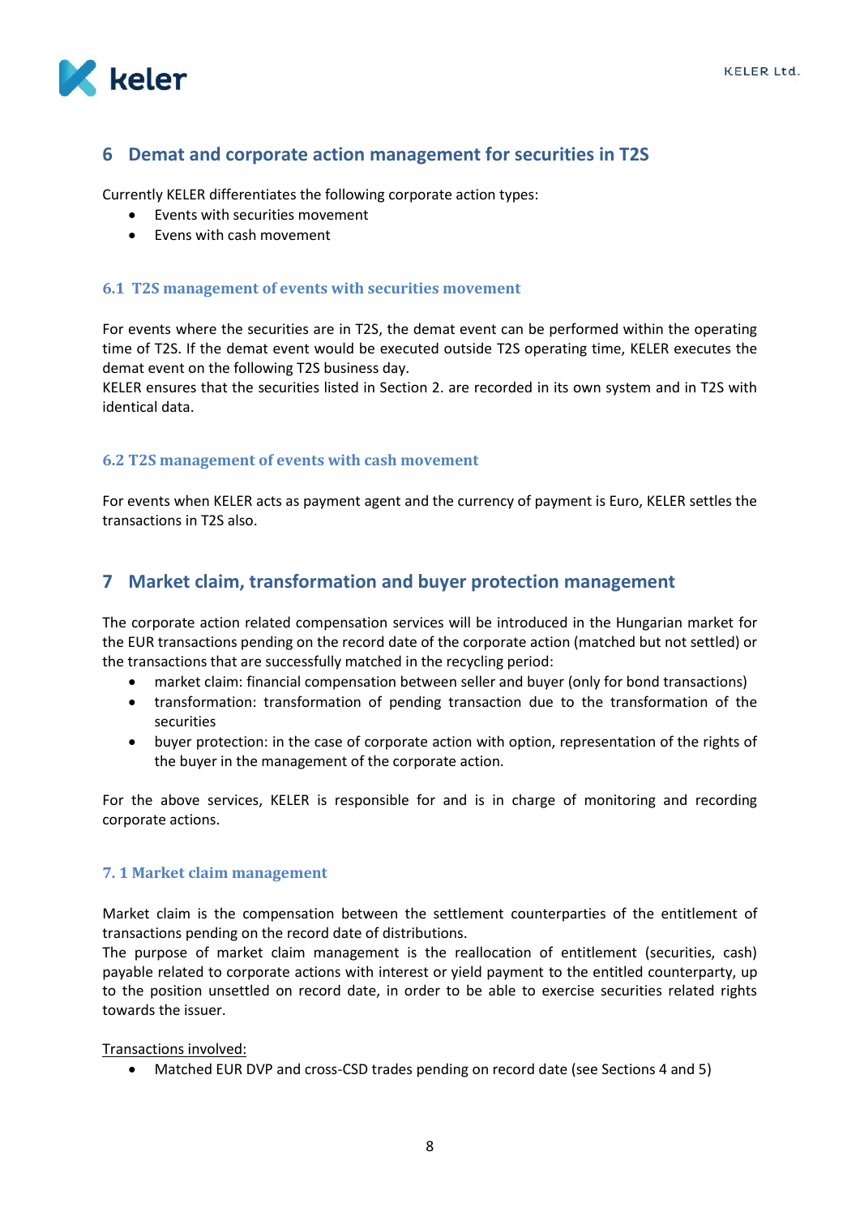# 6 Demat and corporate action management for securities in T2S

Currently KELER differentiates the following corporate action types:

- Events with securities movement
- Evens with cash movement

## 6.1 T2S management of events with securities movement

For events where the securities are in T2S, the demat event can be performed within the operating time of T2S. If the demat event would be executed outside T2S operating time, KELER executes the demat event on the following T2S business day.
KELER ensures that the securities listed in Section 2. are recorded in its own system and in T2S with identical data.

## 6.2 T2S management of events with cash movement

For events when KELER acts as payment agent and the currency of payment is Euro, KELER settles the transactions in T2S also.

# 7 Market claim, transformation and buyer protection management

The corporate action related compensation services will be introduced in the Hungarian market for the EUR transactions pending on the record date of the corporate action (matched but not settled) or the transactions that are successfully matched in the recycling period:

- market claim: financial compensation between seller and buyer (only for bond transactions)
- transformation: transformation of pending transaction due to the transformation of the securities
- buyer protection: in the case of corporate action with option, representation of the rights of the buyer in the management of the corporate action.

For the above services, KELER is responsible for and is in charge of monitoring and recording corporate actions.

## 7. 1 Market claim management

Market claim is the compensation between the settlement counterparties of the entitlement of transactions pending on the record date of distributions.
The purpose of market claim management is the reallocation of entitlement (securities, cash) payable related to corporate actions with interest or yield payment to the entitled counterparty, up to the position unsettled on record date, in order to be able to exercise securities related rights towards the issuer.

<u>Transactions involved:</u>

- Matched EUR DVP and cross-CSD trades pending on record date (see Sections 4 and 5)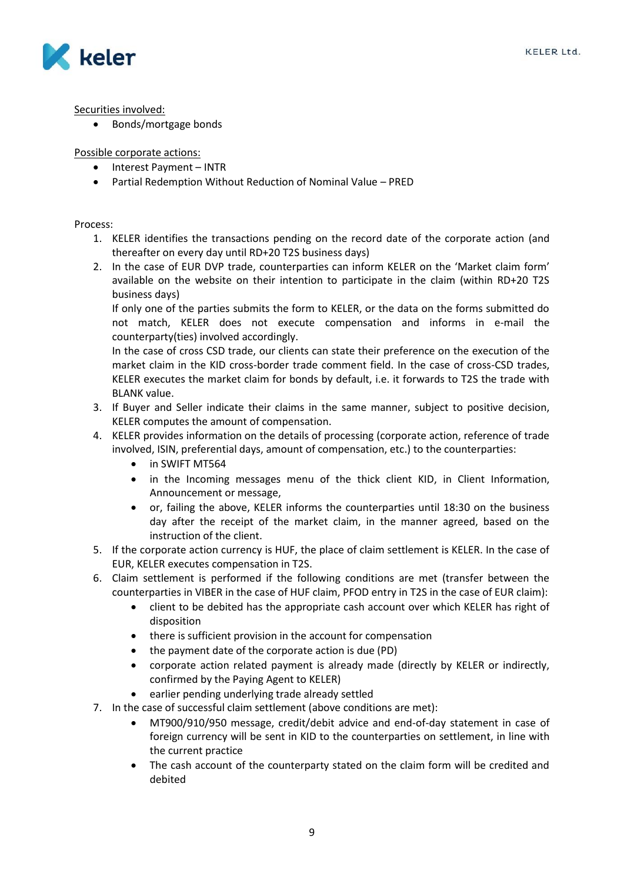Securities involved:

- Bonds/mortgage bonds

Possible corporate actions:

- Interest Payment – INTR
- Partial Redemption Without Reduction of Nominal Value – PRED

Process:

1. KELER identifies the transactions pending on the record date of the corporate action (and thereafter on every day until RD+20 T2S business days)
2. In the case of EUR DVP trade, counterparties can inform KELER on the 'Market claim form' available on the website on their intention to participate in the claim (within RD+20 T2S business days)
   If only one of the parties submits the form to KELER, or the data on the forms submitted do not match, KELER does not execute compensation and informs in e-mail the counterparty(ties) involved accordingly.
   In the case of cross CSD trade, our clients can state their preference on the execution of the market claim in the KID cross-border trade comment field. In the case of cross-CSD trades, KELER executes the market claim for bonds by default, i.e. it forwards to T2S the trade with BLANK value.
3. If Buyer and Seller indicate their claims in the same manner, subject to positive decision, KELER computes the amount of compensation.
4. KELER provides information on the details of processing (corporate action, reference of trade involved, ISIN, preferential days, amount of compensation, etc.) to the counterparties:
   - in SWIFT MT564
   - in the Incoming messages menu of the thick client KID, in Client Information, Announcement or message,
   - or, failing the above, KELER informs the counterparties until 18:30 on the business day after the receipt of the market claim, in the manner agreed, based on the instruction of the client.
5. If the corporate action currency is HUF, the place of claim settlement is KELER. In the case of EUR, KELER executes compensation in T2S.
6. Claim settlement is performed if the following conditions are met (transfer between the counterparties in VIBER in the case of HUF claim, PFOD entry in T2S in the case of EUR claim):
   - client to be debited has the appropriate cash account over which KELER has right of disposition
   - there is sufficient provision in the account for compensation
   - the payment date of the corporate action is due (PD)
   - corporate action related payment is already made (directly by KELER or indirectly, confirmed by the Paying Agent to KELER)
   - earlier pending underlying trade already settled
7. In the case of successful claim settlement (above conditions are met):
   - MT900/910/950 message, credit/debit advice and end-of-day statement in case of foreign currency will be sent in KID to the counterparties on settlement, in line with the current practice
   - The cash account of the counterparty stated on the claim form will be credited and debited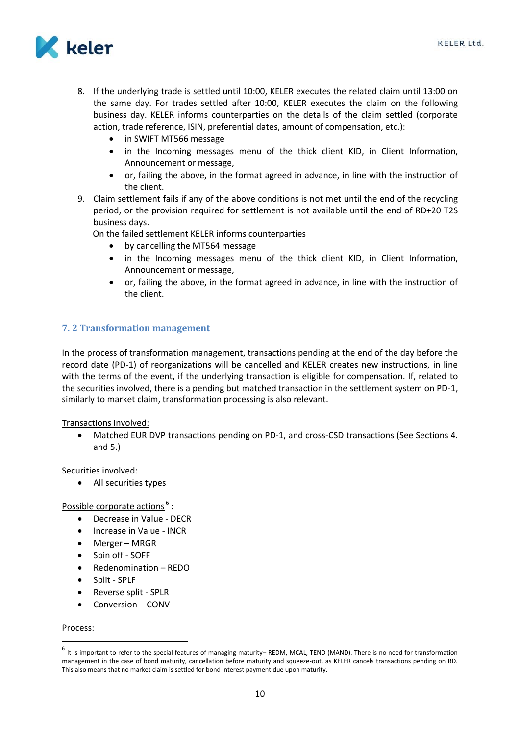8. If the underlying trade is settled until 10:00, KELER executes the related claim until 13:00 on the same day. For trades settled after 10:00, KELER executes the claim on the following business day. KELER informs counterparties on the details of the claim settled (corporate action, trade reference, ISIN, preferential dates, amount of compensation, etc.):
   - in SWIFT MT566 message
   - in the Incoming messages menu of the thick client KID, in Client Information, Announcement or message,
   - or, failing the above, in the format agreed in advance, in line with the instruction of the client.
9. Claim settlement fails if any of the above conditions is not met until the end of the recycling period, or the provision required for settlement is not available until the end of RD+20 T2S business days.

   On the failed settlement KELER informs counterparties
   - by cancelling the MT564 message
   - in the Incoming messages menu of the thick client KID, in Client Information, Announcement or message,
   - or, failing the above, in the format agreed in advance, in line with the instruction of the client.

## 7. 2 Transformation management

In the process of transformation management, transactions pending at the end of the day before the record date (PD-1) of reorganizations will be cancelled and KELER creates new instructions, in line with the terms of the event, if the underlying transaction is eligible for compensation. If, related to the securities involved, there is a pending but matched transaction in the settlement system on PD-1, similarly to market claim, transformation processing is also relevant.

Transactions involved:

- Matched EUR DVP transactions pending on PD-1, and cross-CSD transactions (See Sections 4. and 5.)

Securities involved:

- All securities types

Possible corporate actions[6] :

- Decrease in Value - DECR
- Increase in Value - INCR
- Merger – MRGR
- Spin off - SOFF
- Redenomination – REDO
- Split - SPLF
- Reverse split - SPLR
- Conversion - CONV

Process:

---

[6] It is important to refer to the special features of managing maturity– REDM, MCAL, TEND (MAND). There is no need for transformation management in the case of bond maturity, cancellation before maturity and squeeze-out, as KELER cancels transactions pending on RD. This also means that no market claim is settled for bond interest payment due upon maturity.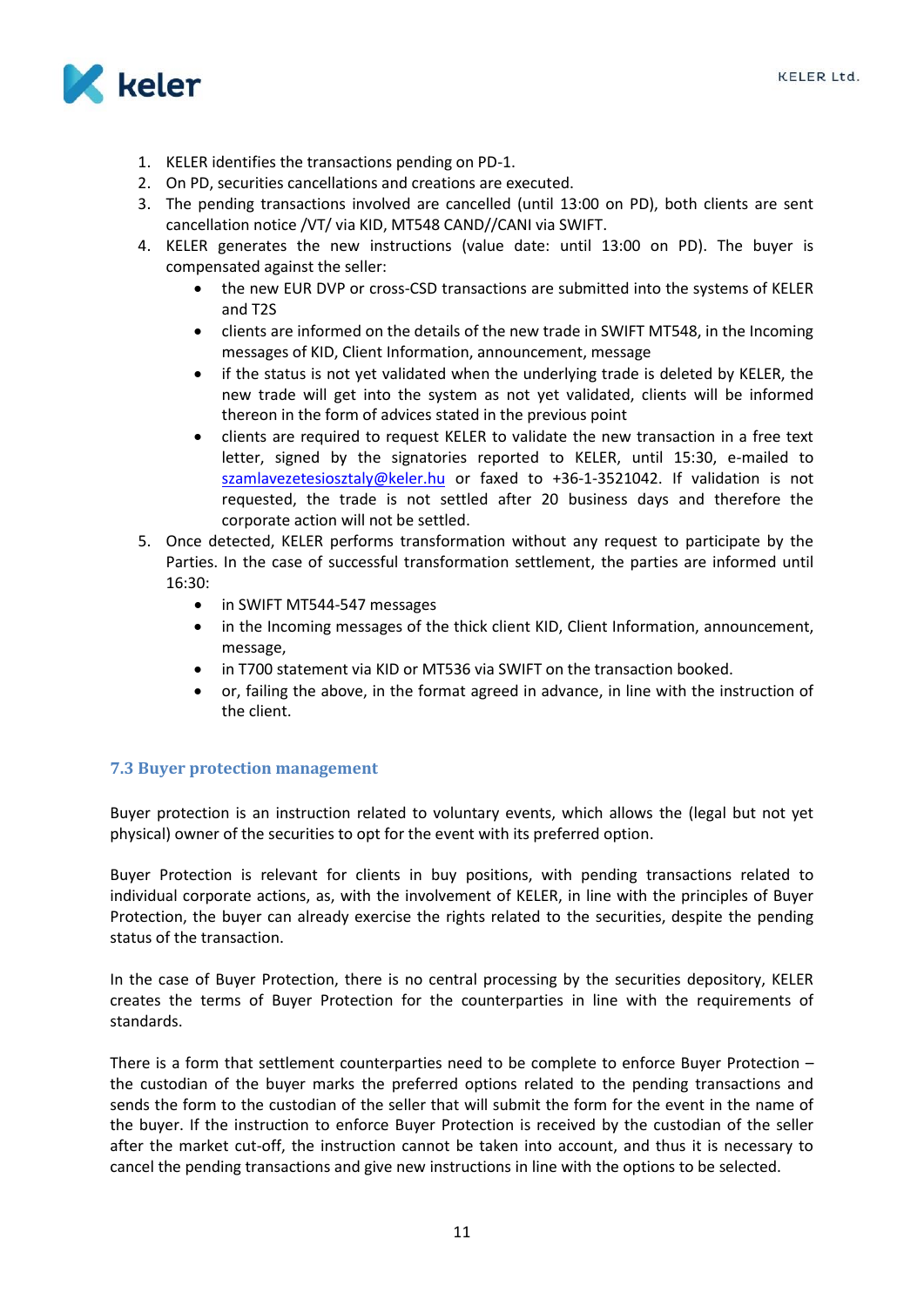1. KELER identifies the transactions pending on PD-1.
2. On PD, securities cancellations and creations are executed.
3. The pending transactions involved are cancelled (until 13:00 on PD), both clients are sent cancellation notice /VT/ via KID, MT548 CAND//CANI via SWIFT.
4. KELER generates the new instructions (value date: until 13:00 on PD). The buyer is compensated against the seller:
   - the new EUR DVP or cross-CSD transactions are submitted into the systems of KELER and T2S
   - clients are informed on the details of the new trade in SWIFT MT548, in the Incoming messages of KID, Client Information, announcement, message
   - if the status is not yet validated when the underlying trade is deleted by KELER, the new trade will get into the system as not yet validated, clients will be informed thereon in the form of advices stated in the previous point
   - clients are required to request KELER to validate the new transaction in a free text letter, signed by the signatories reported to KELER, until 15:30, e-mailed to szamlavezetesiosztaly@keler.hu or faxed to +36-1-3521042. If validation is not requested, the trade is not settled after 20 business days and therefore the corporate action will not be settled.
5. Once detected, KELER performs transformation without any request to participate by the Parties. In the case of successful transformation settlement, the parties are informed until 16:30:
   - in SWIFT MT544-547 messages
   - in the Incoming messages of the thick client KID, Client Information, announcement, message,
   - in T700 statement via KID or MT536 via SWIFT on the transaction booked.
   - or, failing the above, in the format agreed in advance, in line with the instruction of the client.

### 7.3 Buyer protection management

Buyer protection is an instruction related to voluntary events, which allows the (legal but not yet physical) owner of the securities to opt for the event with its preferred option.

Buyer Protection is relevant for clients in buy positions, with pending transactions related to individual corporate actions, as, with the involvement of KELER, in line with the principles of Buyer Protection, the buyer can already exercise the rights related to the securities, despite the pending status of the transaction.

In the case of Buyer Protection, there is no central processing by the securities depository, KELER creates the terms of Buyer Protection for the counterparties in line with the requirements of standards.

There is a form that settlement counterparties need to be complete to enforce Buyer Protection – the custodian of the buyer marks the preferred options related to the pending transactions and sends the form to the custodian of the seller that will submit the form for the event in the name of the buyer. If the instruction to enforce Buyer Protection is received by the custodian of the seller after the market cut-off, the instruction cannot be taken into account, and thus it is necessary to cancel the pending transactions and give new instructions in line with the options to be selected.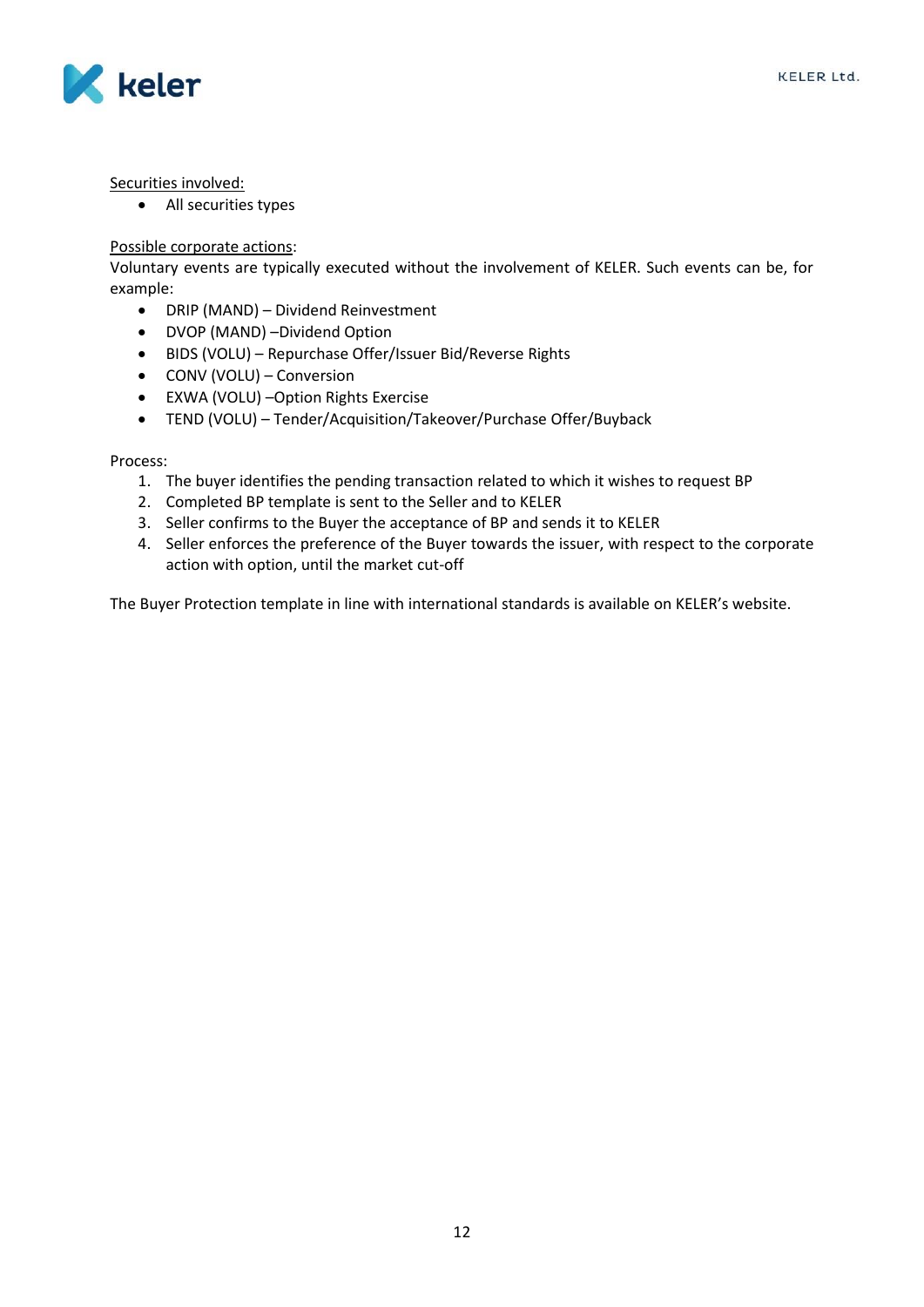Securities involved:

- All securities types

Possible corporate actions:
Voluntary events are typically executed without the involvement of KELER. Such events can be, for example:

- DRIP (MAND) – Dividend Reinvestment
- DVOP (MAND) –Dividend Option
- BIDS (VOLU) – Repurchase Offer/Issuer Bid/Reverse Rights
- CONV (VOLU) – Conversion
- EXWA (VOLU) –Option Rights Exercise
- TEND (VOLU) – Tender/Acquisition/Takeover/Purchase Offer/Buyback

Process:

1. The buyer identifies the pending transaction related to which it wishes to request BP
2. Completed BP template is sent to the Seller and to KELER
3. Seller confirms to the Buyer the acceptance of BP and sends it to KELER
4. Seller enforces the preference of the Buyer towards the issuer, with respect to the corporate action with option, until the market cut-off

The Buyer Protection template in line with international standards is available on KELER's website.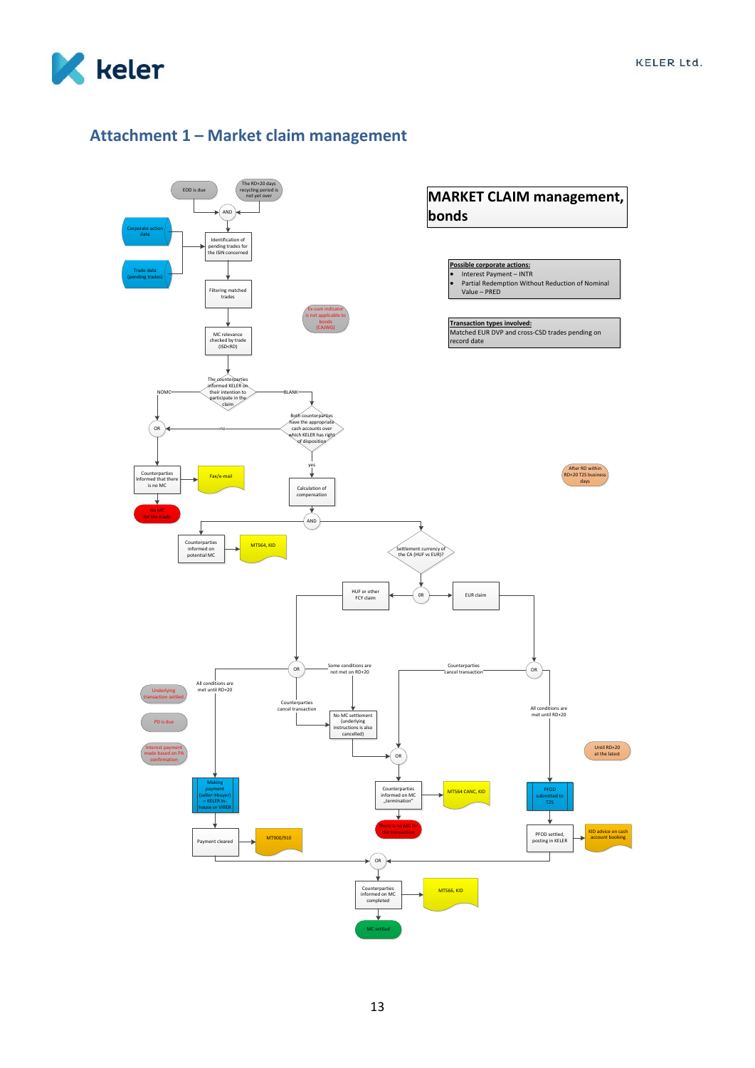## Attachment 1 – Market claim management

**MARKET CLAIM management, bonds**

**Possible corporate actions:**

- Interest Payment – INTR
- Partial Redemption Without Reduction of Nominal Value – PRED

**Transaction types involved:**

Matched EUR DVP and cross-CSD trades pending on record date

EOD is due

The RD+20 days recycling period is not yet over

AND

Corporate action data

Trade data (pending trades)

Identification of pending trades for the ISIN concerned

Filtering matched trades

Ex-cum indicator is not applicable to bonds (CAMG)

MC relevance checked by trade (ISD<RD)

The counterparties informed KELER on their intention to participate in the claim

NOMC

BLANK

Both counterparties have the appropriate cash accounts over which KELER has right of disposition

no

OR

yes

Counterparties informed that there is no MC

Fax/e-mail

No MC for the trade

Calculation of compensation

After RD within RD+20 T2S business days

AND

Counterparties informed on potential MC

MT564, KID

Settlement currency of the CA (HUF vs EUR)?

HUF or other FCY claim

OR

EUR claim

OR

Some conditions are not met on RD+20

Counterparties cancel transaction

OR

All conditions are met until RD+20

Underlying transaction settled

PD is due

Interest payment made based on PA confirmation

Counterparties cancel transaction

No MC settlement (underlying instructions is also cancelled)

All conditions are met until RD+20

OR

Until RD+20 at the latest

Making payment (seller→buyer) – KELER in-house or VIBER

Counterparties informed on MC „termination"

MT564 CANC, KID

PFOD submitted to T2S

There is no MC for the transaction

Payment cleared

MT900/910

PFOD settled, posting in KELER

KID advice on cash account booking

OR

Counterparties informed on MC completed

MT566, KID

MC settled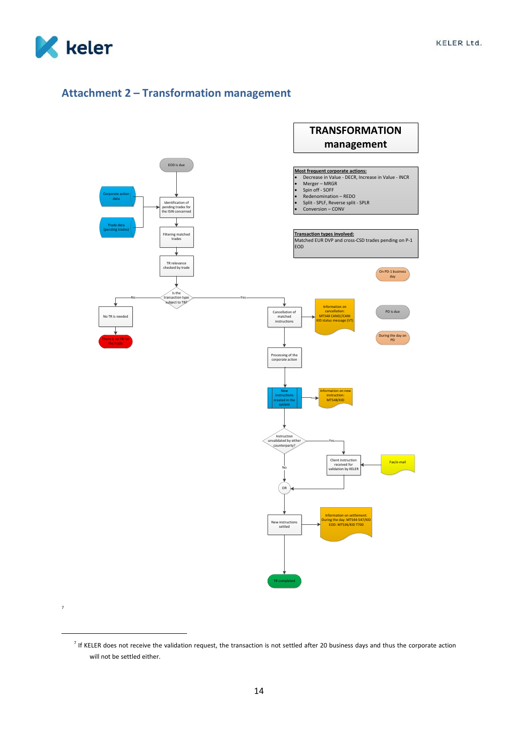## Attachment 2 – Transformation management

**TRANSFORMATION management**

**Most frequent corporate actions:**

- Decrease in Value - DECR, Increase in Value - INCR
- Merger – MRGR
- Spin off - SOFF
- Redenomination – REDO
- Split - SPLF, Reverse split - SPLR
- Conversion – CONV

**Transaction types involved:**

Matched EUR DVP and cross-CSD trades pending on P-1 EOD

EOD is due

Corporate action data

Trade data (pending trades)

Identification of pending trades for the ISIN concerned

Filtering matched trades

TR relevance checked by trade

Is the transaction type subject to TR?

No

No TR is needed

There is no TR for the trade

Yes

On PD-1 business day

Cancellation of matched instructions

Information on cancellation: MT548 CAND//CANI KID status message (VT)

PD is due

During the day on PD

Processing of the corporate action

New instructions created in the system

Information on new instruction: MT548/KID

Instruction unvalidated by either counterparty?

Yes

Client instruction received for validation by KELER

Fax/e-mail

No

OR

New instructions settled

Information on settlement: During the day: MT544-547/KID EOD: MT536/KID T700

TR completed

[7]

---

[7] If KELER does not receive the validation request, the transaction is not settled after 20 business days and thus the corporate action will not be settled either.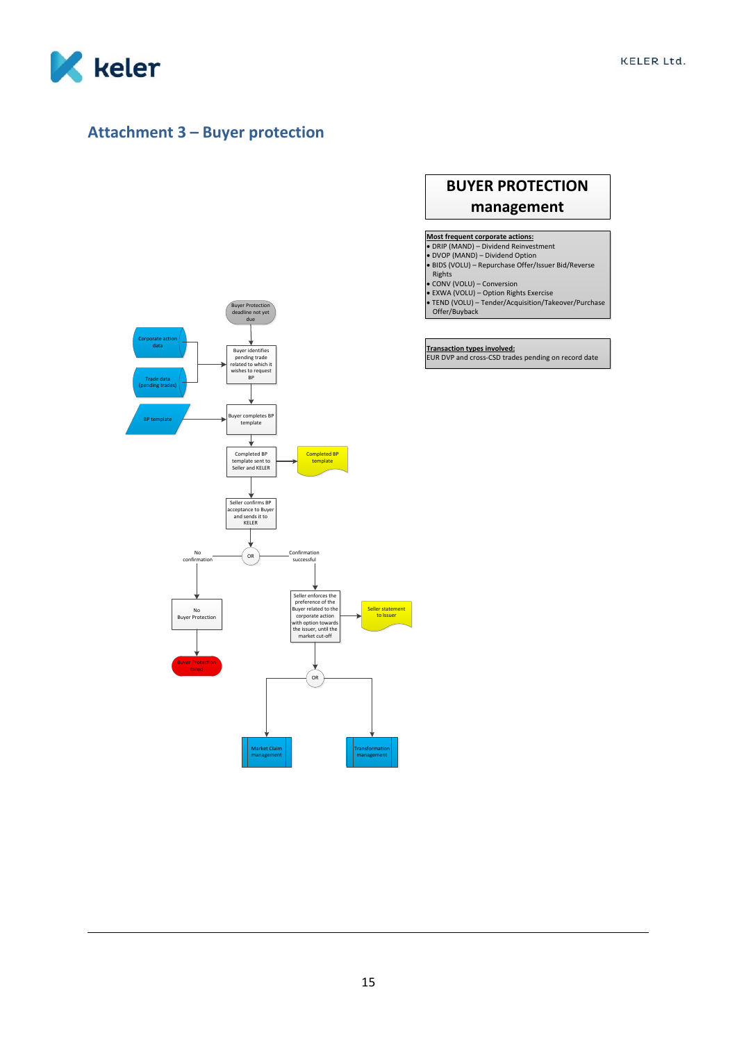## Attachment 3 – Buyer protection

**BUYER PROTECTION management**

**Most frequent corporate actions:**

- DRIP (MAND) – Dividend Reinvestment
- DVOP (MAND) – Dividend Option
- BIDS (VOLU) – Repurchase Offer/Issuer Bid/Reverse Rights
- CONV (VOLU) – Conversion
- EXWA (VOLU) – Option Rights Exercise
- TEND (VOLU) – Tender/Acquisition/Takeover/Purchase Offer/Buyback

**Transaction types involved:**

EUR DVP and cross-CSD trades pending on record date

Buyer Protection deadline not yet due

Corporate action data

Trade data (pending trades)

Buyer identifies pending trade related to which it wishes to request BP

BP template

Buyer completes BP template

Completed BP template sent to Seller and KELER

Completed BP template

Seller confirms BP acceptance to Buyer and sends it to KELER

OR

No confirmation

Confirmation successful

No Buyer Protection

Buyer Protection failed

Seller enforces the preference of the Buyer related to the corporate action with option towards the issuer, until the market cut-off

Seller statement to Issuer

OR

Market Claim management

Transformation management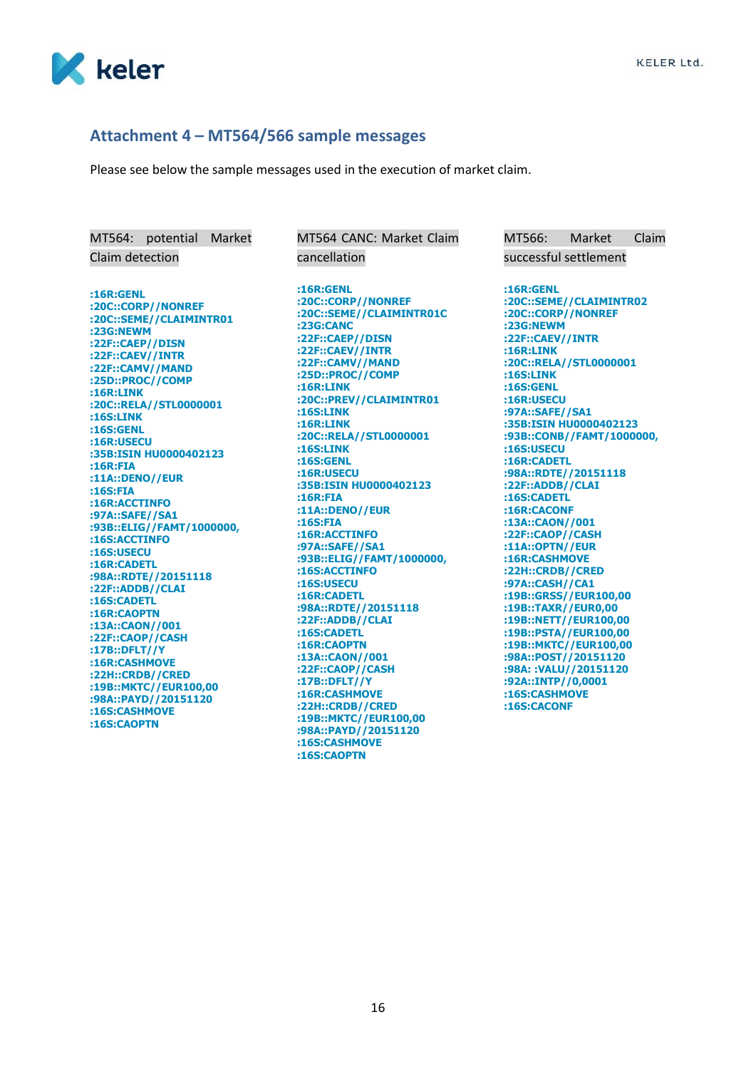## Attachment 4 – MT564/566 sample messages

Please see below the sample messages used in the execution of market claim.

MT564: potential Market Claim detection

```
:16R:GENL
:20C::CORP//NONREF
:20C::SEME//CLAIMINTR01
:23G:NEWM
:22F::CAEP//DISN
:22F::CAEV//INTR
:22F::CAMV//MAND
:25D::PROC//COMP
:16R:LINK
:20C::RELA//STL0000001
:16S:LINK
:16S:GENL
:16R:USECU
:35B:ISIN HU0000402123
:16R:FIA
:11A::DENO//EUR
:16S:FIA
:16R:ACCTINFO
:97A::SAFE//SA1
:93B::ELIG//FAMT/1000000,
:16S:ACCTINFO
:16S:USECU
:16R:CADETL
:98A::RDTE//20151118
:22F::ADDB//CLAI
:16S:CADETL
:16R:CAOPTN
:13A::CAON//001
:22F::CAOP//CASH
:17B::DFLT//Y
:16R:CASHMOVE
:22H::CRDB//CRED
:19B::MKTC//EUR100,00
:98A::PAYD//20151120
:16S:CASHMOVE
:16S:CAOPTN
```

MT564 CANC: Market Claim cancellation

```
:16R:GENL
:20C::CORP//NONREF
:20C::SEME//CLAIMINTR01C
:23G:CANC
:22F::CAEP//DISN
:22F::CAEV//INTR
:22F::CAMV//MAND
:25D::PROC//COMP
:16R:LINK
:20C::PREV//CLAIMINTR01
:16S:LINK
:16R:LINK
:20C::RELA//STL0000001
:16S:LINK
:16S:GENL
:16R:USECU
:35B:ISIN HU0000402123
:16R:FIA
:11A::DENO//EUR
:16S:FIA
:16R:ACCTINFO
:97A::SAFE//SA1
:93B::ELIG//FAMT/1000000,
:16S:ACCTINFO
:16S:USECU
:16R:CADETL
:98A::RDTE//20151118
:22F::ADDB//CLAI
:16S:CADETL
:16R:CAOPTN
:13A::CAON//001
:22F::CAOP//CASH
:17B::DFLT//Y
:16R:CASHMOVE
:22H::CRDB//CRED
:19B::MKTC//EUR100,00
:98A::PAYD//20151120
:16S:CASHMOVE
:16S:CAOPTN
```

MT566: Market Claim successful settlement

```
:16R:GENL
:20C::SEME//CLAIMINTR02
:20C::CORP//NONREF
:23G:NEWM
:22F::CAEV//INTR
:16R:LINK
:20C::RELA//STL0000001
:16S:LINK
:16S:GENL
:16R:USECU
:97A::SAFE//SA1
:35B:ISIN HU0000402123
:93B::CONB//FAMT/1000000,
:16S:USECU
:16R:CADETL
:98A::RDTE//20151118
:22F::ADDB//CLAI
:16S:CADETL
:16R:CACONF
:13A::CAON//001
:22F::CAOP//CASH
:11A::OPTN//EUR
:16R:CASHMOVE
:22H::CRDB//CRED
:97A::CASH//CA1
:19B::GRSS//EUR100,00
:19B::TAXR//EUR0,00
:19B::NETT//EUR100,00
:19B::PSTA//EUR100,00
:19B::MKTC//EUR100,00
:98A::POST//20151120
:98A: :VALU//20151120
:92A::INTP//0,0001
:16S:CASHMOVE
:16S:CACONF
```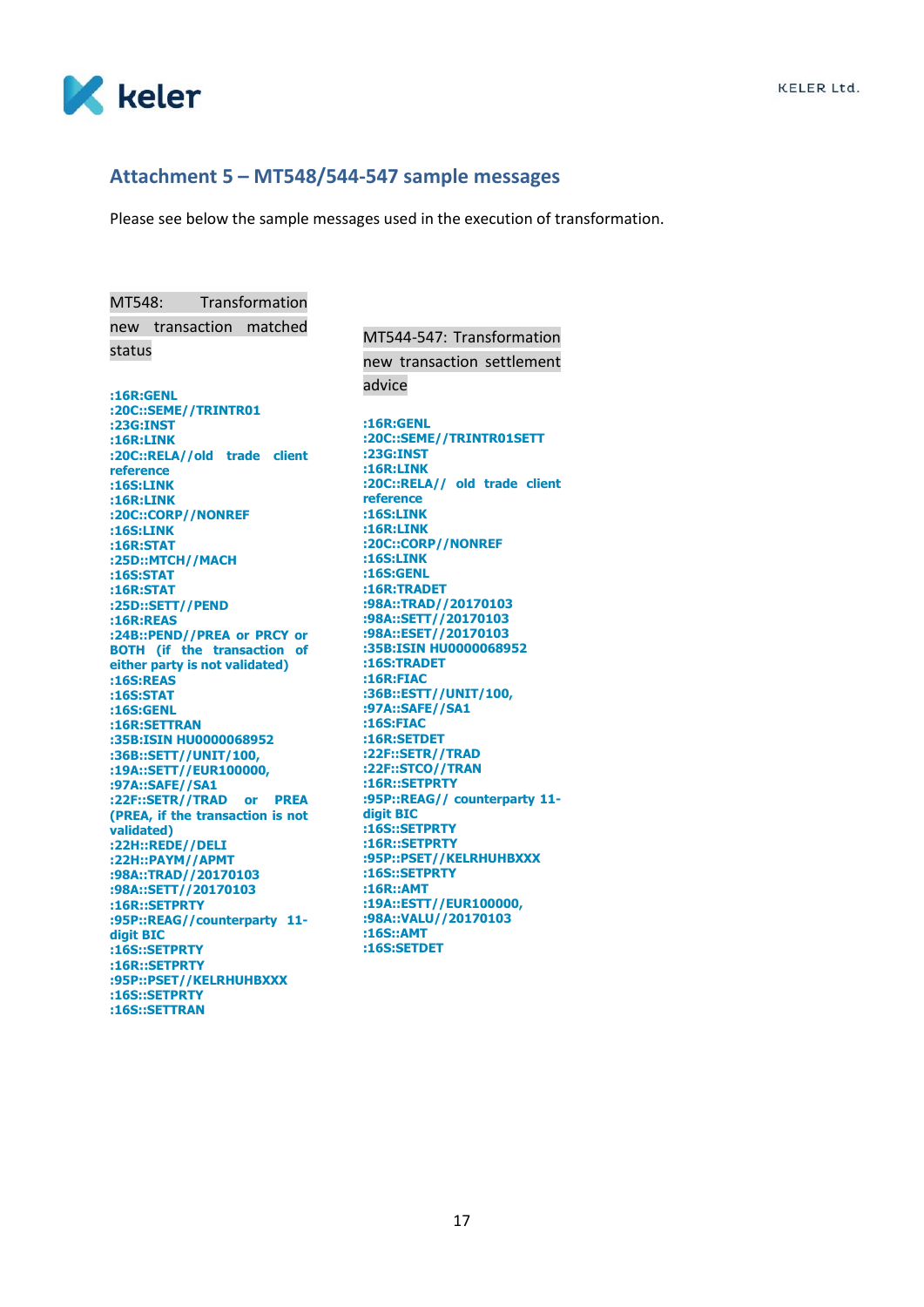## Attachment 5 – MT548/544-547 sample messages

Please see below the sample messages used in the execution of transformation.

MT548: Transformation new transaction matched status

```
:16R:GENL
:20C::SEME//TRINTR01
:23G:INST
:16R:LINK
:20C::RELA//old trade client reference
:16S:LINK
:16R:LINK
:20C::CORP//NONREF
:16S:LINK
:16R:STAT
:25D::MTCH//MACH
:16S:STAT
:16R:STAT
:25D::SETT//PEND
:16R:REAS
:24B::PEND//PREA or PRCY or BOTH (if the transaction of either party is not validated)
:16S:REAS
:16S:STAT
:16S:GENL
:16R:SETTRAN
:35B:ISIN HU0000068952
:36B::SETT//UNIT/100,
:19A::SETT//EUR100000,
:97A::SAFE//SA1
:22F::SETR//TRAD or PREA (PREA, if the transaction is not validated)
:22H::REDE//DELI
:22H::PAYM//APMT
:98A::TRAD//20170103
:98A::SETT//20170103
:16R::SETPRTY
:95P::REAG//counterparty 11-digit BIC
:16S::SETPRTY
:16R::SETPRTY
:95P::PSET//KELRHUHBXXX
:16S::SETPRTY
:16S::SETTRAN
```

MT544-547: Transformation new transaction settlement advice

```
:16R:GENL
:20C::SEME//TRINTR01SETT
:23G:INST
:16R:LINK
:20C::RELA// old trade client reference
:16S:LINK
:16R:LINK
:20C::CORP//NONREF
:16S:LINK
:16S:GENL
:16R:TRADET
:98A::TRAD//20170103
:98A::SETT//20170103
:98A::ESET//20170103
:35B:ISIN HU0000068952
:16S:TRADET
:16R:FIAC
:36B::ESTT//UNIT/100,
:97A::SAFE//SA1
:16S:FIAC
:16R:SETDET
:22F::SETR//TRAD
:22F::STCO//TRAN
:16R::SETPRTY
:95P::REAG// counterparty 11-digit BIC
:16S::SETPRTY
:16R::SETPRTY
:95P::PSET//KELRHUHBXXX
:16S::SETPRTY
:16R::AMT
:19A::ESTT//EUR100000,
:98A::VALU//20170103
:16S::AMT
:16S:SETDET
```